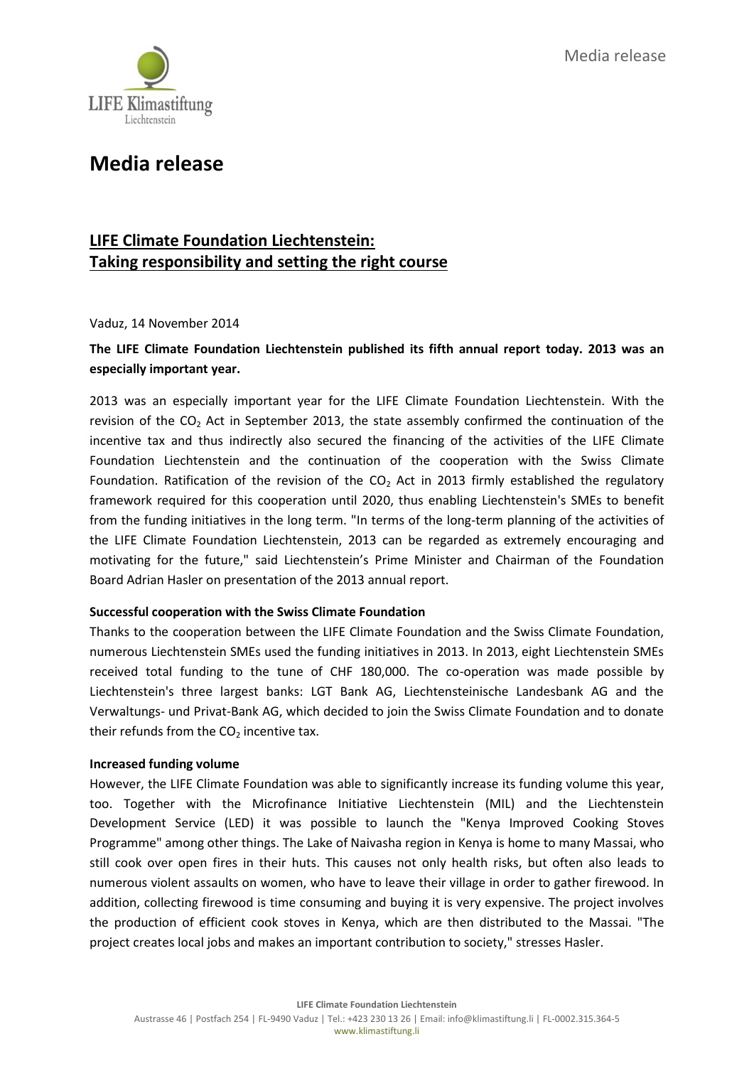# Media release

## LIFE Climate Foundation Liechtenstein: Taking responsibility and setting the right course

Vaduz, 14 November 2014

**The LIFE Climate Foundation Liechtenstein published its fifth annual report today. 2013 was an especially important year.**

2013 was an especially important year for the LIFE Climate Foundation Liechtenstein. With the revision of the $CO_2$ Act in September 2013, the state assembly confirmed the continuation of the incentive tax and thus indirectly also secured the financing of the activities of the LIFE Climate Foundation Liechtenstein and the continuation of the cooperation with the Swiss Climate Foundation. Ratification of the revision of the $CO_2$ Act in 2013 firmly established the regulatory framework required for this cooperation until 2020, thus enabling Liechtenstein's SMEs to benefit from the funding initiatives in the long term. "In terms of the long-term planning of the activities of the LIFE Climate Foundation Liechtenstein, 2013 can be regarded as extremely encouraging and motivating for the future," said Liechtenstein's Prime Minister and Chairman of the Foundation Board Adrian Hasler on presentation of the 2013 annual report.

**Successful cooperation with the Swiss Climate Foundation**

Thanks to the cooperation between the LIFE Climate Foundation and the Swiss Climate Foundation, numerous Liechtenstein SMEs used the funding initiatives in 2013. In 2013, eight Liechtenstein SMEs received total funding to the tune of CHF 180,000. The co-operation was made possible by Liechtenstein's three largest banks: LGT Bank AG, Liechtensteinische Landesbank AG and the Verwaltungs- und Privat-Bank AG, which decided to join the Swiss Climate Foundation and to donate their refunds from the $CO_2$ incentive tax.

**Increased funding volume**

However, the LIFE Climate Foundation was able to significantly increase its funding volume this year, too. Together with the Microfinance Initiative Liechtenstein (MIL) and the Liechtenstein Development Service (LED) it was possible to launch the "Kenya Improved Cooking Stoves Programme" among other things. The Lake of Naivasha region in Kenya is home to many Massai, who still cook over open fires in their huts. This causes not only health risks, but often also leads to numerous violent assaults on women, who have to leave their village in order to gather firewood. In addition, collecting firewood is time consuming and buying it is very expensive. The project involves the production of efficient cook stoves in Kenya, which are then distributed to the Massai. "The project creates local jobs and makes an important contribution to society," stresses Hasler.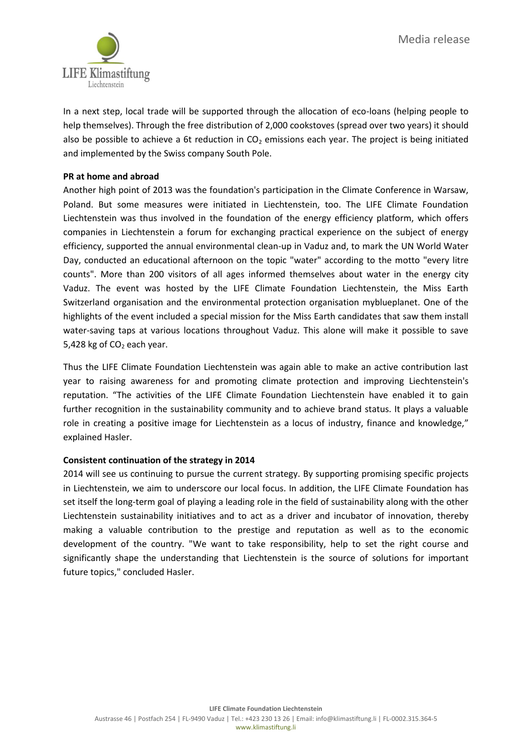In a next step, local trade will be supported through the allocation of eco-loans (helping people to help themselves). Through the free distribution of 2,000 cookstoves (spread over two years) it should also be possible to achieve a 6t reduction in $CO_2$ emissions each year. The project is being initiated and implemented by the Swiss company South Pole.

**PR at home and abroad**

Another high point of 2013 was the foundation's participation in the Climate Conference in Warsaw, Poland. But some measures were initiated in Liechtenstein, too. The LIFE Climate Foundation Liechtenstein was thus involved in the foundation of the energy efficiency platform, which offers companies in Liechtenstein a forum for exchanging practical experience on the subject of energy efficiency, supported the annual environmental clean-up in Vaduz and, to mark the UN World Water Day, conducted an educational afternoon on the topic "water" according to the motto "every litre counts". More than 200 visitors of all ages informed themselves about water in the energy city Vaduz. The event was hosted by the LIFE Climate Foundation Liechtenstein, the Miss Earth Switzerland organisation and the environmental protection organisation myblueplanet. One of the highlights of the event included a special mission for the Miss Earth candidates that saw them install water-saving taps at various locations throughout Vaduz. This alone will make it possible to save 5,428 kg of $CO_2$ each year.

Thus the LIFE Climate Foundation Liechtenstein was again able to make an active contribution last year to raising awareness for and promoting climate protection and improving Liechtenstein's reputation. "The activities of the LIFE Climate Foundation Liechtenstein have enabled it to gain further recognition in the sustainability community and to achieve brand status. It plays a valuable role in creating a positive image for Liechtenstein as a locus of industry, finance and knowledge," explained Hasler.

**Consistent continuation of the strategy in 2014**

2014 will see us continuing to pursue the current strategy. By supporting promising specific projects in Liechtenstein, we aim to underscore our local focus. In addition, the LIFE Climate Foundation has set itself the long-term goal of playing a leading role in the field of sustainability along with the other Liechtenstein sustainability initiatives and to act as a driver and incubator of innovation, thereby making a valuable contribution to the prestige and reputation as well as to the economic development of the country. "We want to take responsibility, help to set the right course and significantly shape the understanding that Liechtenstein is the source of solutions for important future topics," concluded Hasler.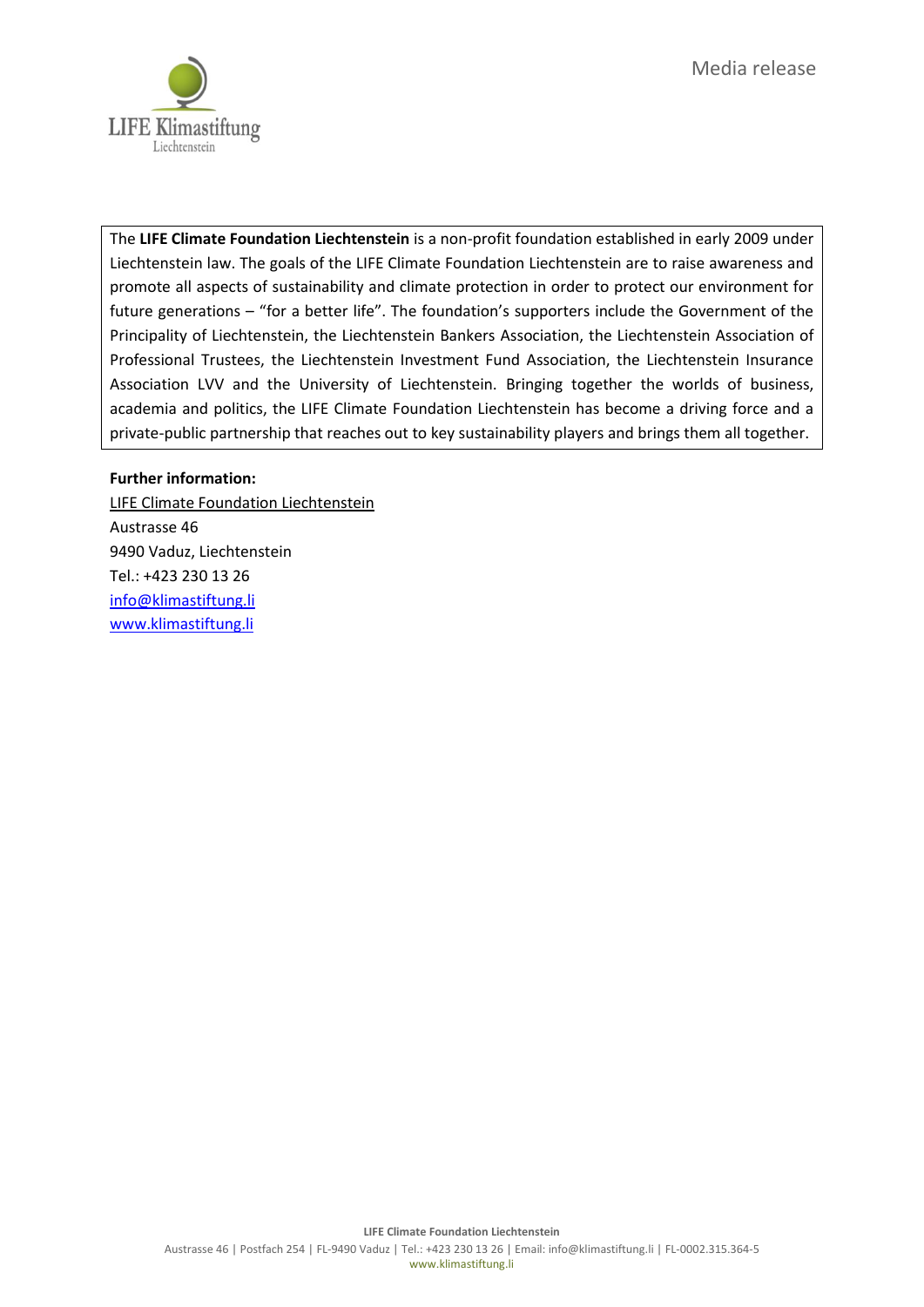The **LIFE Climate Foundation Liechtenstein** is a non-profit foundation established in early 2009 under Liechtenstein law. The goals of the LIFE Climate Foundation Liechtenstein are to raise awareness and promote all aspects of sustainability and climate protection in order to protect our environment for future generations – "for a better life". The foundation's supporters include the Government of the Principality of Liechtenstein, the Liechtenstein Bankers Association, the Liechtenstein Association of Professional Trustees, the Liechtenstein Investment Fund Association, the Liechtenstein Insurance Association LVV and the University of Liechtenstein. Bringing together the worlds of business, academia and politics, the LIFE Climate Foundation Liechtenstein has become a driving force and a private-public partnership that reaches out to key sustainability players and brings them all together.

**Further information:**

LIFE Climate Foundation Liechtenstein
Austrasse 46
9490 Vaduz, Liechtenstein
Tel.: +423 230 13 26
info@klimastiftung.li
www.klimastiftung.li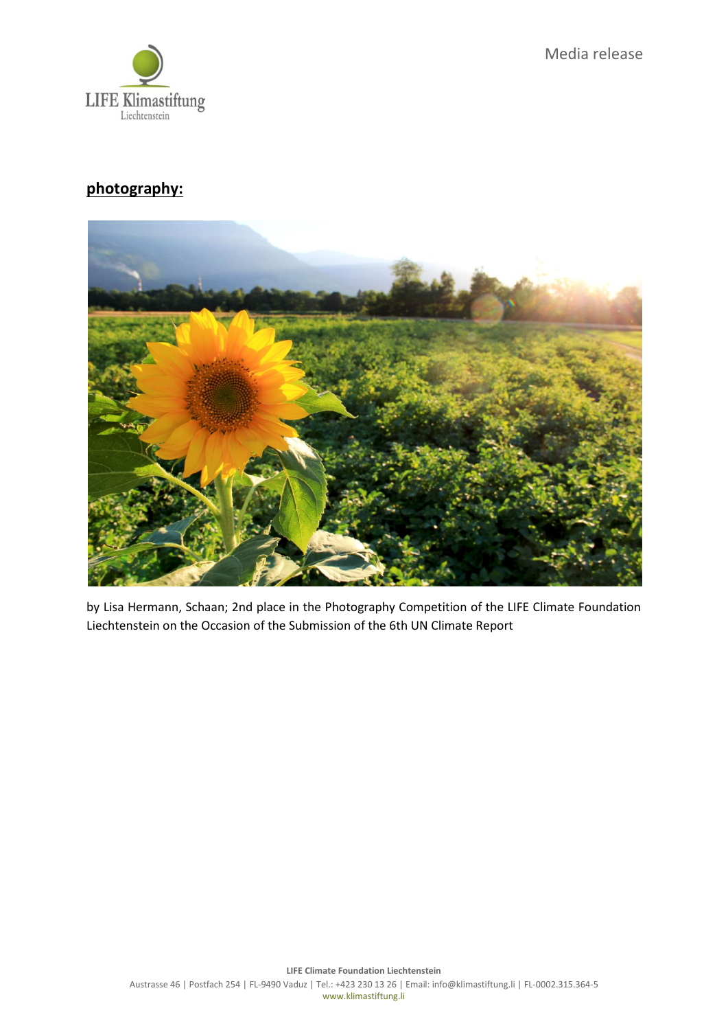**photography:**

by Lisa Hermann, Schaan; 2nd place in the Photography Competition of the LIFE Climate Foundation Liechtenstein on the Occasion of the Submission of the 6th UN Climate Report